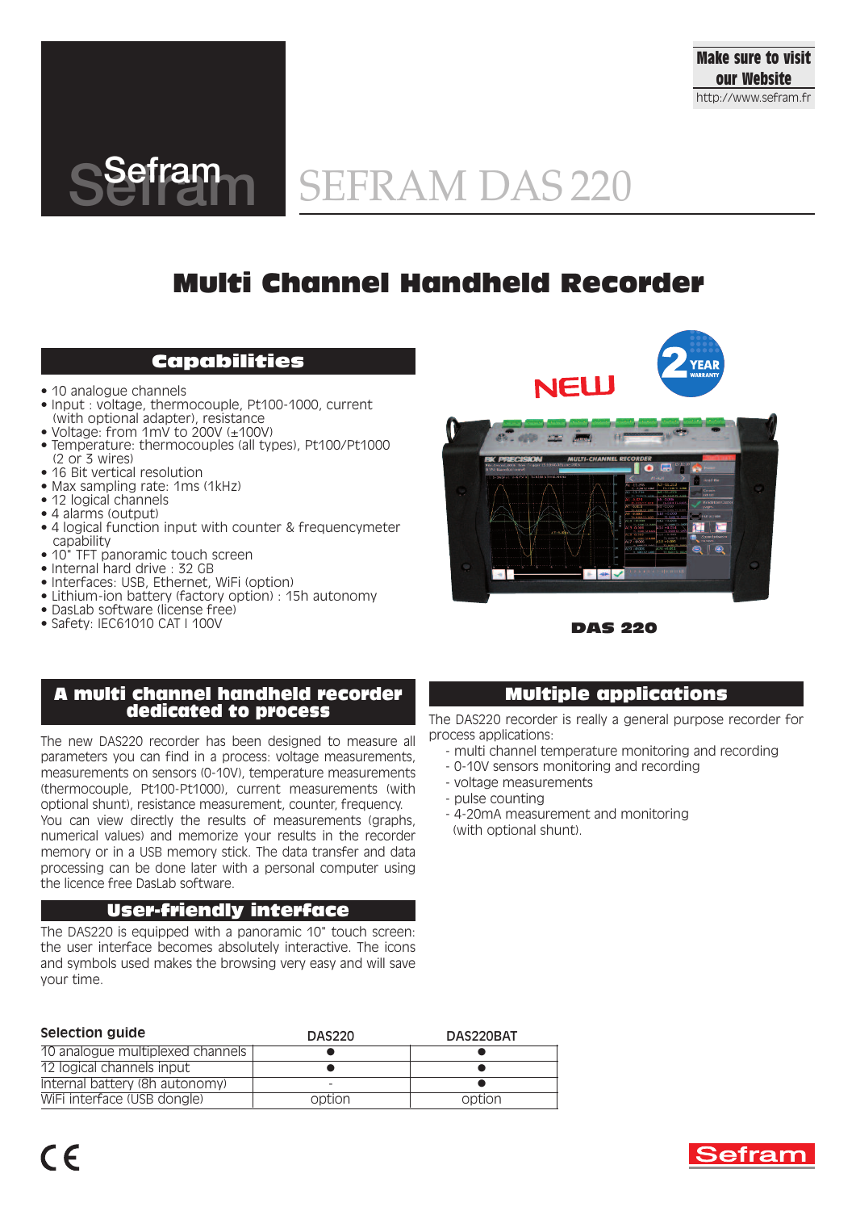Make sure to visit our Website
http://www.sefram.fr

Sefram

# SEFRAM DAS 220

## Multi Channel Handheld Recorder

### Capabilities

- 10 analogue channels
- Input : voltage, thermocouple, Pt100-1000, current (with optional adapter), resistance
- Voltage: from 1mV to 200V (±100V)
- Temperature: thermocouples (all types), Pt100/Pt1000 (2 or 3 wires)
- 16 Bit vertical resolution
- Max sampling rate: 1ms (1kHz)
- 12 logical channels
- 4 alarms (output)
- 4 logical function input with counter & frequencymeter capability
- 10" TFT panoramic touch screen
- Internal hard drive : 32 GB
- Interfaces: USB, Ethernet, WiFi (option)
- Lithium-ion battery (factory option) : 15h autonomy
- DasLab software (license free)
- Safety: IEC61010 CAT I 100V

NEW

2 YEAR WARRANTY

DAS 220

### A multi channel handheld recorder dedicated to process

The new DAS220 recorder has been designed to measure all parameters you can find in a process: voltage measurements, measurements on sensors (0-10V), temperature measurements (thermocouple, Pt100-Pt1000), current measurements (with optional shunt), resistance measurement, counter, frequency. You can view directly the results of measurements (graphs, numerical values) and memorize your results in the recorder memory or in a USB memory stick. The data transfer and data processing can be done later with a personal computer using the licence free DasLab software.

### User-friendly interface

The DAS220 is equipped with a panoramic 10" touch screen: the user interface becomes absolutely interactive. The icons and symbols used makes the browsing very easy and will save your time.

### Multiple applications

The DAS220 recorder is really a general purpose recorder for process applications:

- multi channel temperature monitoring and recording
- 0-10V sensors monitoring and recording
- voltage measurements
- pulse counting
- 4-20mA measurement and monitoring (with optional shunt).

| Selection guide | DAS220 | DAS220BAT |
|---|---|---|
| 10 analogue multiplexed channels | ● | ● |
| 12 logical channels input | ● | ● |
| Internal battery (8h autonomy) | - | ● |
| WiFi interface (USB dongle) | option | option |

CE

Sefram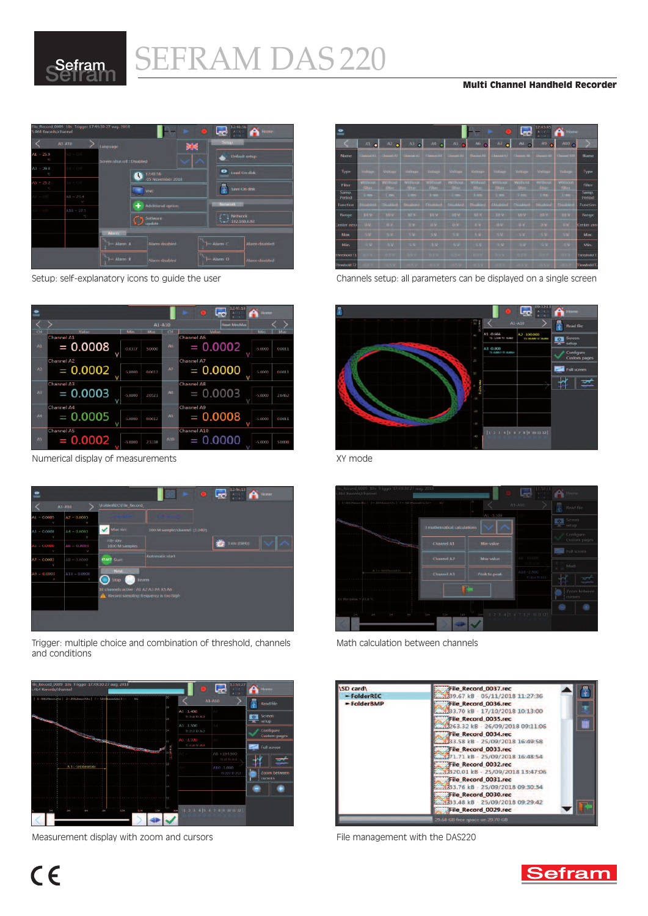# SEFRAM DAS 220

**Multi Channel Handheld Recorder**

Setup: self-explanatory icons to guide the user

Channels setup: all parameters can be displayed on a single screen

Numerical display of measurements

XY mode

Trigger: multiple choice and combination of threshold, channels and conditions

Math calculation between channels

Measurement display with zoom and cursors

File management with the DAS220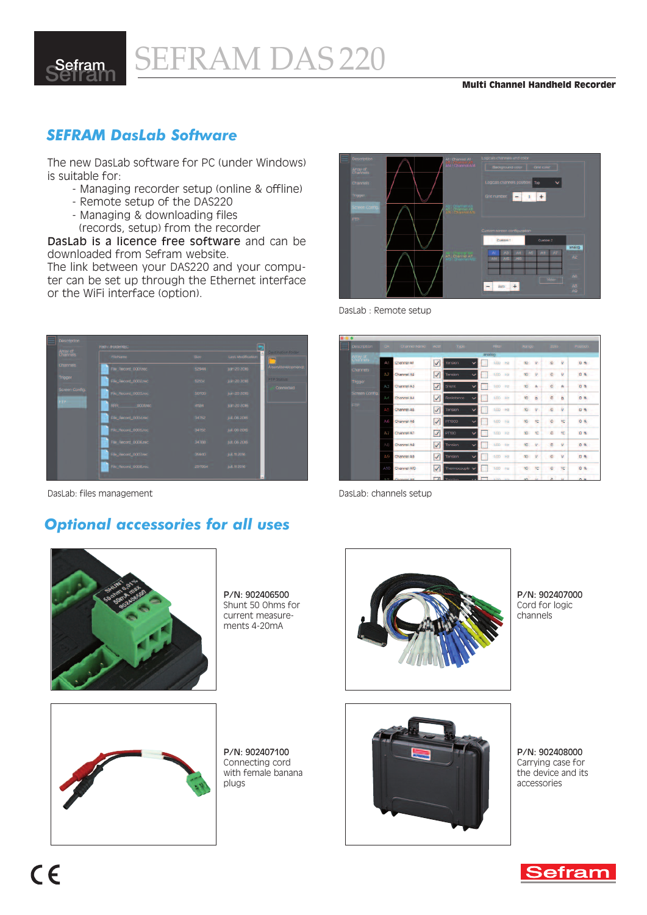## SEFRAM DasLab Software

The new DasLab software for PC (under Windows) is suitable for:

- Managing recorder setup (online & offline)
- Remote setup of the DAS220
- Managing & downloading files (records, setup) from the recorder

**DasLab is a licence free software** and can be downloaded from Sefram website.
The link between your DAS220 and your computer can be set up through the Ethernet interface or the WiFi interface (option).

DasLab : Remote setup

DasLab: files management

DasLab: channels setup

## Optional accessories for all uses

**P/N: 902406500**
Shunt 50 Ohms for current measurements 4-20mA

**P/N: 902407000**
Cord for logic channels

**P/N: 902407100**
Connecting cord with female banana plugs

**P/N: 902408000**
Carrying case for the device and its accessories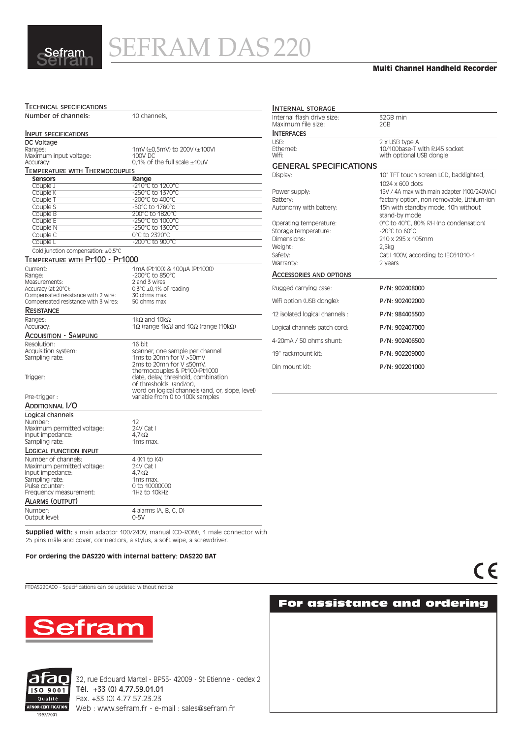# SEFRAM DAS 220

**Multi Channel Handheld Recorder**

## Technical specifications

| | |
|---|---|
| Number of channels: | 10 channels, |

### Input specifications

**DC Voltage**

| | |
|---|---|
| Ranges: | 1mV (±0,5mV) to 200V (±100V) |
| Maximum input voltage: | 100V DC |
| Accuracy: | 0,1% of the full scale ±10µV |

### Temperature with thermocouples

| Sensors | Range |
|---|---|
| Couple J | -210°C to 1200°C |
| Couple K | -250°C to 1370°C |
| Couple T | -200°C to 400°C |
| Couple S | -50°C to 1760°C |
| Couple B | 200°C to 1820°C |
| Couple E | -250°C to 1000°C |
| Couple N | -250°C to 1300°C |
| Couple C | 0°C to 2320°C |
| Couple L | -200°C to 900°C |

Cold junction compensation: ±0,5°C

### Temperature with Pt100 - Pt1000

| | |
|---|---|
| Current: | 1mA (Pt100) & 100µA (Pt1000) |
| Range: | -200°C to 850°C |
| Measurements: | 2 and 3 wires |
| Accuracy (at 20°C): | 0,3°C ±0,1% of reading |
| Compensated resistance with 2 wire: | 30 ohms max. |
| Compensated resistance with 3 wires: | 50 ohms max |

### Resistance

| | |
|---|---|
| Ranges: | 1kΩ and 10kΩ |
| Accuracy: | 1Ω (range 1kΩ) and 10Ω (range (10kΩ) |

### Acquisition - Sampling

| | |
|---|---|
| Resolution: | 16 bit |
| Acquisition system: | scanner, one sample per channel |
| Sampling rate: | 1ms to 20mn for V >50mV<br>2ms to 20mn for V ≤50mV, thermocouples & Pt100-Pt1000 |
| Trigger: | date, delay, threshold, combination of thresholds (and/or), word on logical channels (and, or, slope, level) |
| Pre-trigger : | variable from 0 to 100k samples |

### Additionnal I/O

**Logical channels**

| | |
|---|---|
| Number: | 12 |
| Maximum permitted voltage: | 24V Cat I |
| Input impedance: | 4,7kΩ |
| Sampling rate: | 1ms max. |

### Logical function input

| | |
|---|---|
| Number of channels: | 4 (K1 to K4) |
| Maximum permitted voltage: | 24V Cat I |
| Input impedance: | 4,7kΩ |
| Sampling rate: | 1ms max. |
| Pulse counter: | 0 to 10000000 |
| Frequency measurement: | 1Hz to 10kHz |

### Alarms (output)

| | |
|---|---|
| Number: | 4 alarms (A, B, C, D) |
| Output level: | 0-5V |

**Supplied with:** a main adaptor 100/240V, manual (CD-ROM), 1 male connector with 25 pins mâle and cover, connectors, a stylus, a soft wipe, a screwdriver.

**For ordering the DAS220 with internal battery: DAS220 BAT**

### Internal storage

| | |
|---|---|
| Internal flash drive size: | 32GB min |
| Maximum file size: | 2GB |

### Interfaces

| | |
|---|---|
| USB: | 2 x USB type A |
| Ethernet: | 10/100base-T with RJ45 socket |
| Wifi: | with optional USB dongle |

## General specifications

| | |
|---|---|
| Display: | 10" TFT touch screen LCD, backlighted, 1024 x 600 dots |
| Power supply: | 15V / 4A max with main adapter (100/240VAC) |
| Battery: | factory option, non removable, Lithium-ion |
| Autonomy with battery: | 15h with standby mode, 10h without stand-by mode |
| Operating temperature: | 0°C to 40°C, 80% RH (no condensation) |
| Storage temperature: | -20°C to 60°C |
| Dimensions: | 210 x 295 x 105mm |
| Weight: | 2,5kg |
| Safety: | Cat I 100V, according to IEC61010-1 |
| Warranty: | 2 years |

### Accessories and options

| | |
|---|---|
| Rugged carrying case: | P/N: 902408000 |
| Wifi option (USB dongle): | P/N: 902402000 |
| 12 isolated logical channels : | P/N: 984405500 |
| Logical channels patch cord: | P/N: 902407000 |
| 4-20mA / 50 ohms shunt: | P/N: 902406500 |
| 19" rackmount kit: | P/N: 902209000 |
| Din mount kit: | P/N: 902201000 |

FTDAS220A00 - Specifications can be updated without notice

**For assistance and ordering**

Sefram

afaq ISO 9001 Qualité AFNOR CERTIFICATION 1997/7001

32, rue Edouard Martel - BP55- 42009 - St Etienne - cedex 2
Tél. +33 (0) 4.77.59.01.01
Fax. +33 (0) 4.77.57.23.23
Web : www.sefram.fr - e-mail : sales@sefram.fr